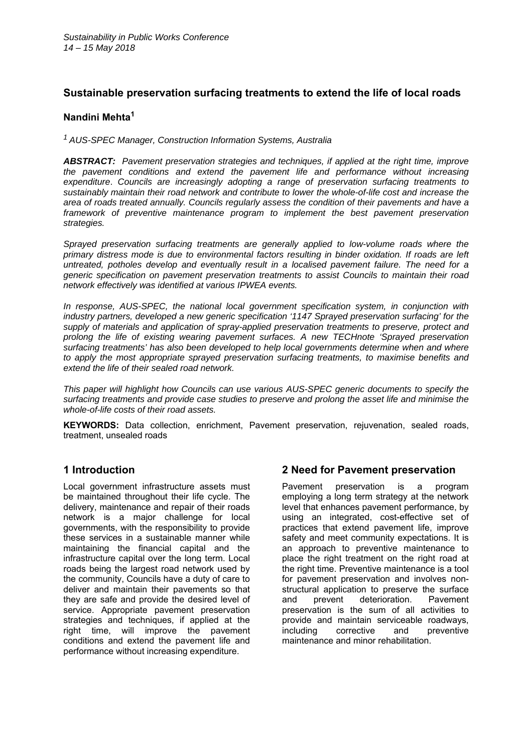*Sustainability in Public Works Conference*
*14 – 15 May 2018*

# Sustainable preservation surfacing treatments to extend the life of local roads

**Nandini Mehta[1]**

*[1] AUS-SPEC Manager, Construction Information Systems, Australia*

***ABSTRACT:*** *Pavement preservation strategies and techniques, if applied at the right time, improve the pavement conditions and extend the pavement life and performance without increasing expenditure. Councils are increasingly adopting a range of preservation surfacing treatments to sustainably maintain their road network and contribute to lower the whole-of-life cost and increase the area of roads treated annually. Councils regularly assess the condition of their pavements and have a framework of preventive maintenance program to implement the best pavement preservation strategies.*

*Sprayed preservation surfacing treatments are generally applied to low-volume roads where the primary distress mode is due to environmental factors resulting in binder oxidation. If roads are left untreated, potholes develop and eventually result in a localised pavement failure. The need for a generic specification on pavement preservation treatments to assist Councils to maintain their road network effectively was identified at various IPWEA events.*

*In response, AUS-SPEC, the national local government specification system, in conjunction with industry partners, developed a new generic specification '1147 Sprayed preservation surfacing' for the supply of materials and application of spray-applied preservation treatments to preserve, protect and prolong the life of existing wearing pavement surfaces. A new TECHnote 'Sprayed preservation surfacing treatments' has also been developed to help local governments determine when and where to apply the most appropriate sprayed preservation surfacing treatments, to maximise benefits and extend the life of their sealed road network.*

*This paper will highlight how Councils can use various AUS-SPEC generic documents to specify the surfacing treatments and provide case studies to preserve and prolong the asset life and minimise the whole-of-life costs of their road assets.*

**KEYWORDS:** Data collection, enrichment, Pavement preservation, rejuvenation, sealed roads, treatment, unsealed roads

## 1 Introduction

Local government infrastructure assets must be maintained throughout their life cycle. The delivery, maintenance and repair of their roads network is a major challenge for local governments, with the responsibility to provide these services in a sustainable manner while maintaining the financial capital and the infrastructure capital over the long term. Local roads being the largest road network used by the community, Councils have a duty of care to deliver and maintain their pavements so that they are safe and provide the desired level of service. Appropriate pavement preservation strategies and techniques, if applied at the right time, will improve the pavement conditions and extend the pavement life and performance without increasing expenditure.

## 2 Need for Pavement preservation

Pavement preservation is a program employing a long term strategy at the network level that enhances pavement performance, by using an integrated, cost-effective set of practices that extend pavement life, improve safety and meet community expectations. It is an approach to preventive maintenance to place the right treatment on the right road at the right time. Preventive maintenance is a tool for pavement preservation and involves non-structural application to preserve the surface and prevent deterioration. Pavement preservation is the sum of all activities to provide and maintain serviceable roadways, including corrective and preventive maintenance and minor rehabilitation.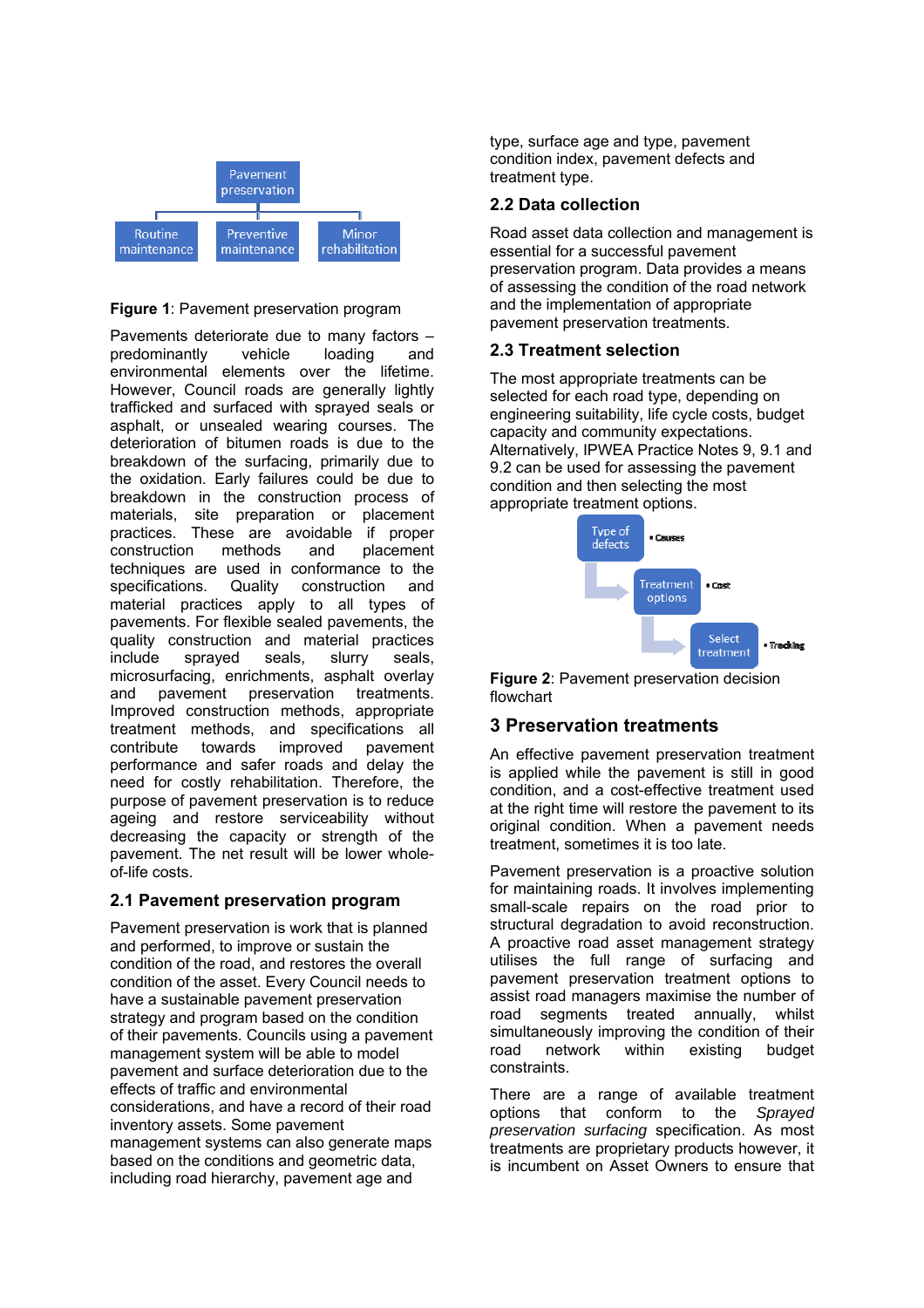Figure 1: Pavement preservation program

Pavements deteriorate due to many factors – predominantly vehicle loading and environmental elements over the lifetime. However, Council roads are generally lightly trafficked and surfaced with sprayed seals or asphalt, or unsealed wearing courses. The deterioration of bitumen roads is due to the breakdown of the surfacing, primarily due to the oxidation. Early failures could be due to breakdown in the construction process of materials, site preparation or placement practices. These are avoidable if proper construction methods and placement techniques are used in conformance to the specifications. Quality construction and material practices apply to all types of pavements. For flexible sealed pavements, the quality construction and material practices include sprayed seals, slurry seals, microsurfacing, enrichments, asphalt overlay and pavement preservation treatments. Improved construction methods, appropriate treatment methods, and specifications all contribute towards improved pavement performance and safer roads and delay the need for costly rehabilitation. Therefore, the purpose of pavement preservation is to reduce ageing and restore serviceability without decreasing the capacity or strength of the pavement. The net result will be lower whole-of-life costs.

### 2.1 Pavement preservation program

Pavement preservation is work that is planned and performed, to improve or sustain the condition of the road, and restores the overall condition of the asset. Every Council needs to have a sustainable pavement preservation strategy and program based on the condition of their pavements. Councils using a pavement management system will be able to model pavement and surface deterioration due to the effects of traffic and environmental considerations, and have a record of their road inventory assets. Some pavement management systems can also generate maps based on the conditions and geometric data, including road hierarchy, pavement age and type, surface age and type, pavement condition index, pavement defects and treatment type.

### 2.2 Data collection

Road asset data collection and management is essential for a successful pavement preservation program. Data provides a means of assessing the condition of the road network and the implementation of appropriate pavement preservation treatments.

### 2.3 Treatment selection

The most appropriate treatments can be selected for each road type, depending on engineering suitability, life cycle costs, budget capacity and community expectations. Alternatively, IPWEA Practice Notes 9, 9.1 and 9.2 can be used for assessing the pavement condition and then selecting the most appropriate treatment options.

Figure 2: Pavement preservation decision flowchart

## 3 Preservation treatments

An effective pavement preservation treatment is applied while the pavement is still in good condition, and a cost-effective treatment used at the right time will restore the pavement to its original condition. When a pavement needs treatment, sometimes it is too late.

Pavement preservation is a proactive solution for maintaining roads. It involves implementing small-scale repairs on the road prior to structural degradation to avoid reconstruction. A proactive road asset management strategy utilises the full range of surfacing and pavement preservation treatment options to assist road managers maximise the number of road segments treated annually, whilst simultaneously improving the condition of their road network within existing budget constraints.

There are a range of available treatment options that conform to the *Sprayed preservation surfacing* specification. As most treatments are proprietary products however, it is incumbent on Asset Owners to ensure that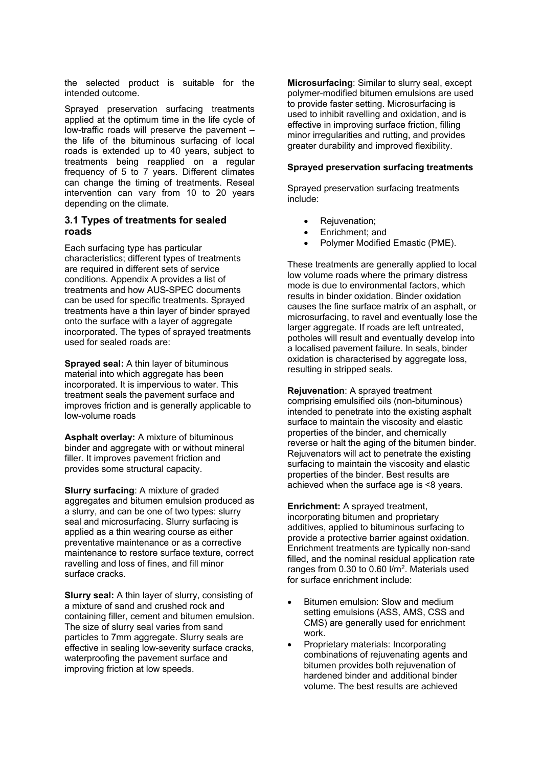the selected product is suitable for the intended outcome.

Sprayed preservation surfacing treatments applied at the optimum time in the life cycle of low-traffic roads will preserve the pavement – the life of the bituminous surfacing of local roads is extended up to 40 years, subject to treatments being reapplied on a regular frequency of 5 to 7 years. Different climates can change the timing of treatments. Reseal intervention can vary from 10 to 20 years depending on the climate.

### 3.1 Types of treatments for sealed roads

Each surfacing type has particular characteristics; different types of treatments are required in different sets of service conditions. Appendix A provides a list of treatments and how AUS-SPEC documents can be used for specific treatments. Sprayed treatments have a thin layer of binder sprayed onto the surface with a layer of aggregate incorporated. The types of sprayed treatments used for sealed roads are:

**Sprayed seal:** A thin layer of bituminous material into which aggregate has been incorporated. It is impervious to water. This treatment seals the pavement surface and improves friction and is generally applicable to low-volume roads

**Asphalt overlay:** A mixture of bituminous binder and aggregate with or without mineral filler. It improves pavement friction and provides some structural capacity.

**Slurry surfacing**: A mixture of graded aggregates and bitumen emulsion produced as a slurry, and can be one of two types: slurry seal and microsurfacing. Slurry surfacing is applied as a thin wearing course as either preventative maintenance or as a corrective maintenance to restore surface texture, correct ravelling and loss of fines, and fill minor surface cracks.

**Slurry seal:** A thin layer of slurry, consisting of a mixture of sand and crushed rock and containing filler, cement and bitumen emulsion. The size of slurry seal varies from sand particles to 7mm aggregate. Slurry seals are effective in sealing low-severity surface cracks, waterproofing the pavement surface and improving friction at low speeds.

**Microsurfacing**: Similar to slurry seal, except polymer-modified bitumen emulsions are used to provide faster setting. Microsurfacing is used to inhibit ravelling and oxidation, and is effective in improving surface friction, filling minor irregularities and rutting, and provides greater durability and improved flexibility.

**Sprayed preservation surfacing treatments**

Sprayed preservation surfacing treatments include:

- Rejuvenation;
- Enrichment; and
- Polymer Modified Emastic (PME).

These treatments are generally applied to local low volume roads where the primary distress mode is due to environmental factors, which results in binder oxidation. Binder oxidation causes the fine surface matrix of an asphalt, or microsurfacing, to ravel and eventually lose the larger aggregate. If roads are left untreated, potholes will result and eventually develop into a localised pavement failure. In seals, binder oxidation is characterised by aggregate loss, resulting in stripped seals.

**Rejuvenation**: A sprayed treatment comprising emulsified oils (non-bituminous) intended to penetrate into the existing asphalt surface to maintain the viscosity and elastic properties of the binder, and chemically reverse or halt the aging of the bitumen binder. Rejuvenators will act to penetrate the existing surfacing to maintain the viscosity and elastic properties of the binder. Best results are achieved when the surface age is <8 years.

**Enrichment:** A sprayed treatment, incorporating bitumen and proprietary additives, applied to bituminous surfacing to provide a protective barrier against oxidation. Enrichment treatments are typically non-sand filled, and the nominal residual application rate ranges from 0.30 to 0.60 $l/m^2$. Materials used for surface enrichment include:

- Bitumen emulsion: Slow and medium setting emulsions (ASS, AMS, CSS and CMS) are generally used for enrichment work.
- Proprietary materials: Incorporating combinations of rejuvenating agents and bitumen provides both rejuvenation of hardened binder and additional binder volume. The best results are achieved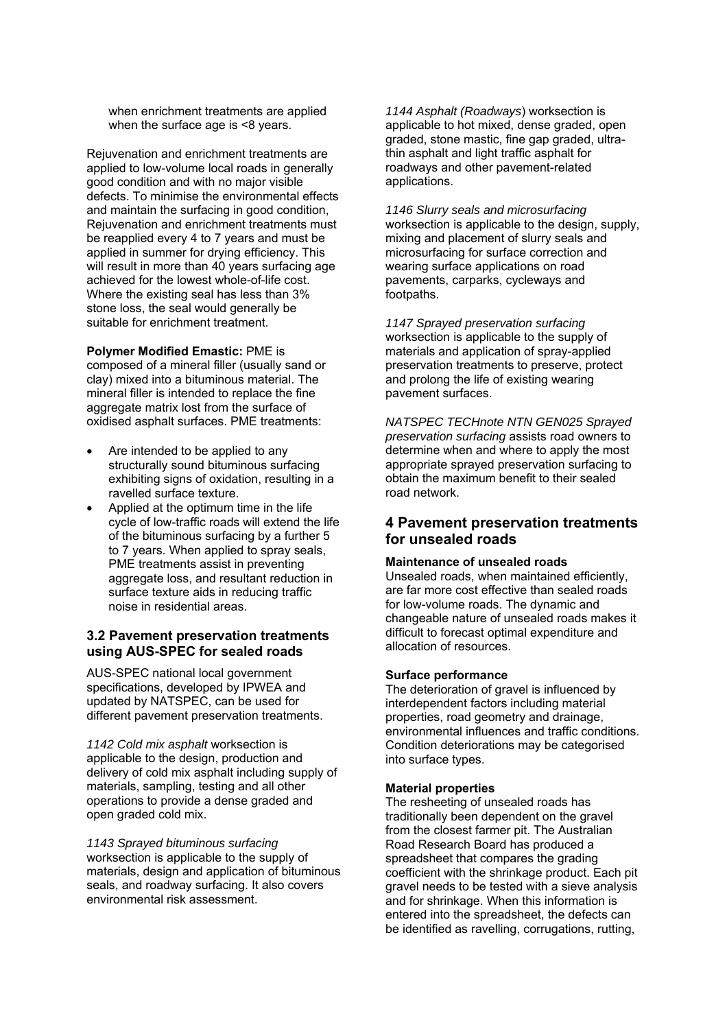when enrichment treatments are applied when the surface age is <8 years.

Rejuvenation and enrichment treatments are applied to low-volume local roads in generally good condition and with no major visible defects. To minimise the environmental effects and maintain the surfacing in good condition, Rejuvenation and enrichment treatments must be reapplied every 4 to 7 years and must be applied in summer for drying efficiency. This will result in more than 40 years surfacing age achieved for the lowest whole-of-life cost. Where the existing seal has less than 3% stone loss, the seal would generally be suitable for enrichment treatment.

**Polymer Modified Emastic:** PME is composed of a mineral filler (usually sand or clay) mixed into a bituminous material. The mineral filler is intended to replace the fine aggregate matrix lost from the surface of oxidised asphalt surfaces. PME treatments:

- Are intended to be applied to any structurally sound bituminous surfacing exhibiting signs of oxidation, resulting in a ravelled surface texture.
- Applied at the optimum time in the life cycle of low-traffic roads will extend the life of the bituminous surfacing by a further 5 to 7 years. When applied to spray seals, PME treatments assist in preventing aggregate loss, and resultant reduction in surface texture aids in reducing traffic noise in residential areas.

### 3.2 Pavement preservation treatments using AUS-SPEC for sealed roads

AUS-SPEC national local government specifications, developed by IPWEA and updated by NATSPEC, can be used for different pavement preservation treatments.

*1142 Cold mix asphalt* worksection is applicable to the design, production and delivery of cold mix asphalt including supply of materials, sampling, testing and all other operations to provide a dense graded and open graded cold mix.

*1143 Sprayed bituminous surfacing* worksection is applicable to the supply of materials, design and application of bituminous seals, and roadway surfacing. It also covers environmental risk assessment.

*1144 Asphalt (Roadways*) worksection is applicable to hot mixed, dense graded, open graded, stone mastic, fine gap graded, ultra-thin asphalt and light traffic asphalt for roadways and other pavement-related applications.

*1146 Slurry seals and microsurfacing* worksection is applicable to the design, supply, mixing and placement of slurry seals and microsurfacing for surface correction and wearing surface applications on road pavements, carparks, cycleways and footpaths.

*1147 Sprayed preservation surfacing* worksection is applicable to the supply of materials and application of spray-applied preservation treatments to preserve, protect and prolong the life of existing wearing pavement surfaces.

*NATSPEC TECHnote NTN GEN025 Sprayed preservation surfacing* assists road owners to determine when and where to apply the most appropriate sprayed preservation surfacing to obtain the maximum benefit to their sealed road network.

## 4 Pavement preservation treatments for unsealed roads

**Maintenance of unsealed roads**
Unsealed roads, when maintained efficiently, are far more cost effective than sealed roads for low-volume roads. The dynamic and changeable nature of unsealed roads makes it difficult to forecast optimal expenditure and allocation of resources.

**Surface performance**
The deterioration of gravel is influenced by interdependent factors including material properties, road geometry and drainage, environmental influences and traffic conditions. Condition deteriorations may be categorised into surface types.

**Material properties**
The resheeting of unsealed roads has traditionally been dependent on the gravel from the closest farmer pit. The Australian Road Research Board has produced a spreadsheet that compares the grading coefficient with the shrinkage product. Each pit gravel needs to be tested with a sieve analysis and for shrinkage. When this information is entered into the spreadsheet, the defects can be identified as ravelling, corrugations, rutting,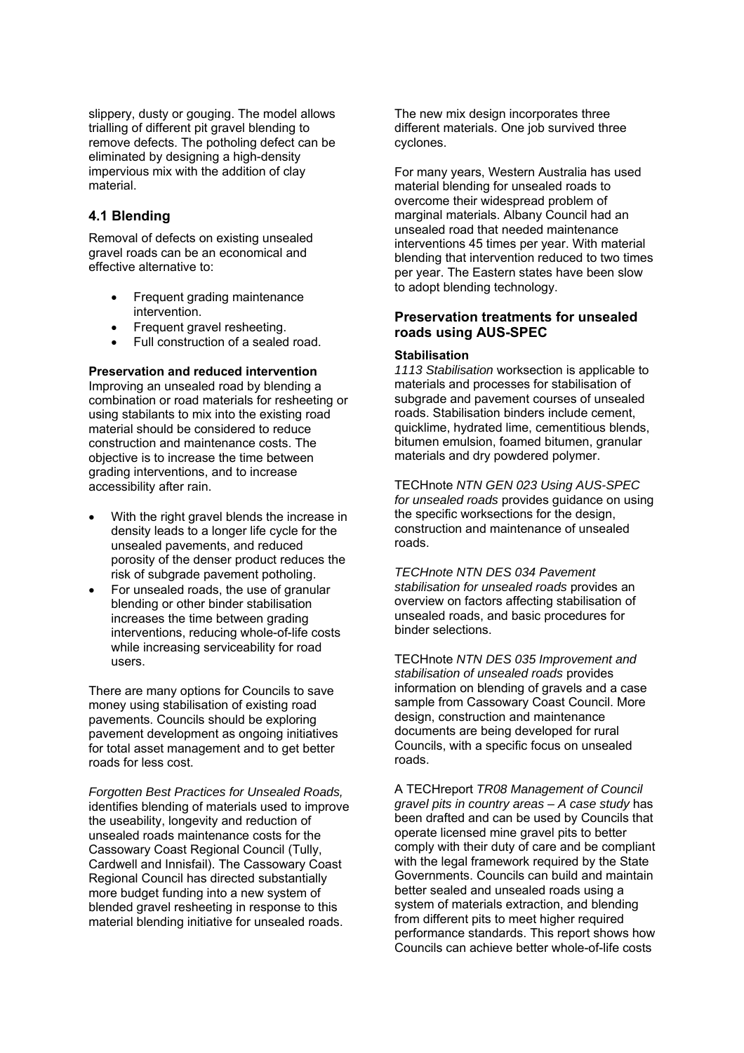slippery, dusty or gouging. The model allows trialling of different pit gravel blending to remove defects. The potholing defect can be eliminated by designing a high-density impervious mix with the addition of clay material.

## 4.1 Blending

Removal of defects on existing unsealed gravel roads can be an economical and effective alternative to:

- Frequent grading maintenance intervention.
- Frequent gravel resheeting.
- Full construction of a sealed road.

**Preservation and reduced intervention**
Improving an unsealed road by blending a combination or road materials for resheeting or using stabilants to mix into the existing road material should be considered to reduce construction and maintenance costs. The objective is to increase the time between grading interventions, and to increase accessibility after rain.

- With the right gravel blends the increase in density leads to a longer life cycle for the unsealed pavements, and reduced porosity of the denser product reduces the risk of subgrade pavement potholing.
- For unsealed roads, the use of granular blending or other binder stabilisation increases the time between grading interventions, reducing whole-of-life costs while increasing serviceability for road users.

There are many options for Councils to save money using stabilisation of existing road pavements. Councils should be exploring pavement development as ongoing initiatives for total asset management and to get better roads for less cost.

*Forgotten Best Practices for Unsealed Roads,* identifies blending of materials used to improve the useability, longevity and reduction of unsealed roads maintenance costs for the Cassowary Coast Regional Council (Tully, Cardwell and Innisfail). The Cassowary Coast Regional Council has directed substantially more budget funding into a new system of blended gravel resheeting in response to this material blending initiative for unsealed roads.

The new mix design incorporates three different materials. One job survived three cyclones.

For many years, Western Australia has used material blending for unsealed roads to overcome their widespread problem of marginal materials. Albany Council had an unsealed road that needed maintenance interventions 45 times per year. With material blending that intervention reduced to two times per year. The Eastern states have been slow to adopt blending technology.

### Preservation treatments for unsealed roads using AUS-SPEC

**Stabilisation**
*1113 Stabilisation* worksection is applicable to materials and processes for stabilisation of subgrade and pavement courses of unsealed roads. Stabilisation binders include cement, quicklime, hydrated lime, cementitious blends, bitumen emulsion, foamed bitumen, granular materials and dry powdered polymer.

TECHnote *NTN GEN 023 Using AUS-SPEC for unsealed roads* provides guidance on using the specific worksections for the design, construction and maintenance of unsealed roads.

*TECHnote NTN DES 034 Pavement stabilisation for unsealed roads* provides an overview on factors affecting stabilisation of unsealed roads, and basic procedures for binder selections.

TECHnote *NTN DES 035 Improvement and stabilisation of unsealed roads* provides information on blending of gravels and a case sample from Cassowary Coast Council. More design, construction and maintenance documents are being developed for rural Councils, with a specific focus on unsealed roads.

A TECHreport *TR08 Management of Council gravel pits in country areas – A case study* has been drafted and can be used by Councils that operate licensed mine gravel pits to better comply with their duty of care and be compliant with the legal framework required by the State Governments. Councils can build and maintain better sealed and unsealed roads using a system of materials extraction, and blending from different pits to meet higher required performance standards. This report shows how Councils can achieve better whole-of-life costs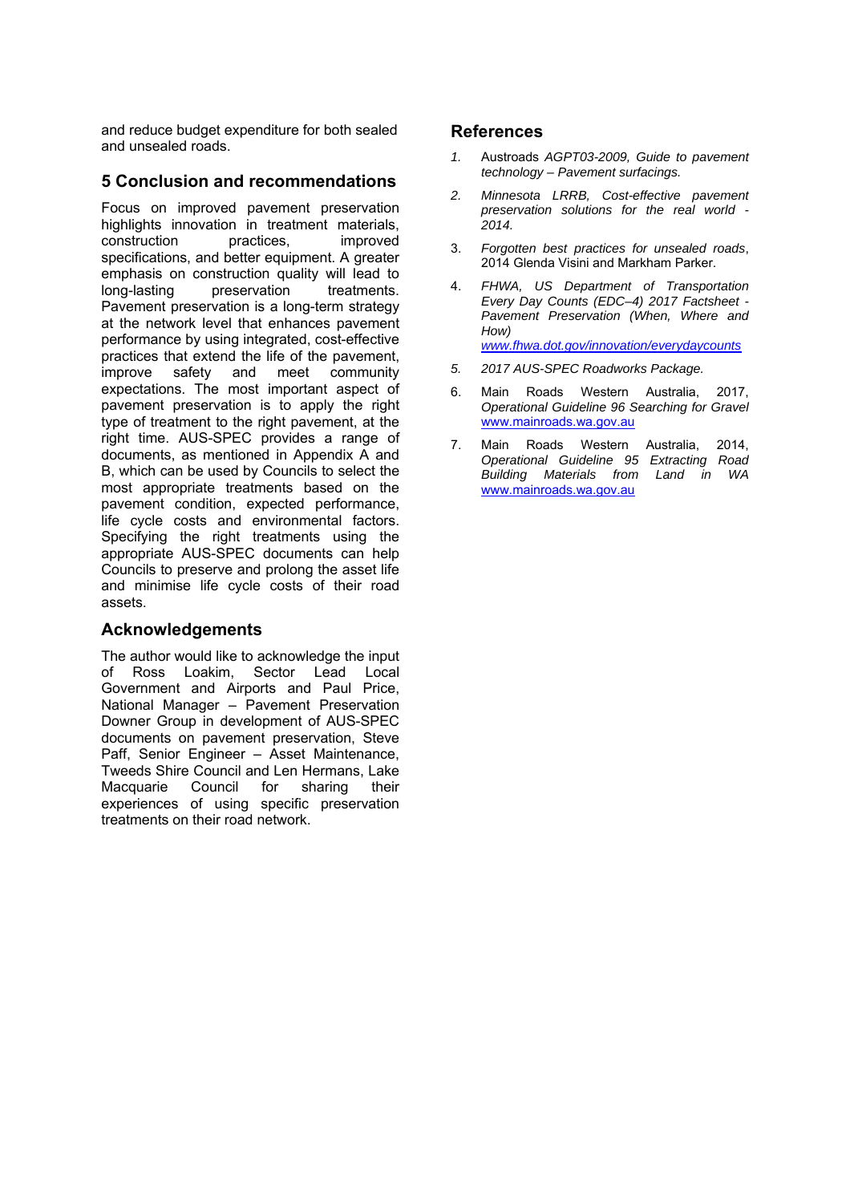and reduce budget expenditure for both sealed and unsealed roads.

## 5 Conclusion and recommendations

Focus on improved pavement preservation highlights innovation in treatment materials, construction practices, improved specifications, and better equipment. A greater emphasis on construction quality will lead to long-lasting preservation treatments. Pavement preservation is a long-term strategy at the network level that enhances pavement performance by using integrated, cost-effective practices that extend the life of the pavement, improve safety and meet community expectations. The most important aspect of pavement preservation is to apply the right type of treatment to the right pavement, at the right time. AUS-SPEC provides a range of documents, as mentioned in Appendix A and B, which can be used by Councils to select the most appropriate treatments based on the pavement condition, expected performance, life cycle costs and environmental factors. Specifying the right treatments using the appropriate AUS-SPEC documents can help Councils to preserve and prolong the asset life and minimise life cycle costs of their road assets.

## Acknowledgements

The author would like to acknowledge the input of Ross Loakim, Sector Lead Local Government and Airports and Paul Price, National Manager – Pavement Preservation Downer Group in development of AUS-SPEC documents on pavement preservation, Steve Paff, Senior Engineer – Asset Maintenance, Tweeds Shire Council and Len Hermans, Lake Macquarie Council for sharing their experiences of using specific preservation treatments on their road network.

## References

1. Austroads *AGPT03-2009, Guide to pavement technology – Pavement surfacings.*
2. *Minnesota LRRB, Cost-effective pavement preservation solutions for the real world - 2014.*
3. *Forgotten best practices for unsealed roads*, 2014 Glenda Visini and Markham Parker.
4. *FHWA, US Department of Transportation Every Day Counts (EDC–4) 2017 Factsheet - Pavement Preservation (When, Where and How)* *www.fhwa.dot.gov/innovation/everydaycounts*
5. *2017 AUS-SPEC Roadworks Package.*
6. Main Roads Western Australia, 2017, *Operational Guideline 96 Searching for Gravel* www.mainroads.wa.gov.au
7. Main Roads Western Australia, 2014, *Operational Guideline 95 Extracting Road Building Materials from Land in WA* www.mainroads.wa.gov.au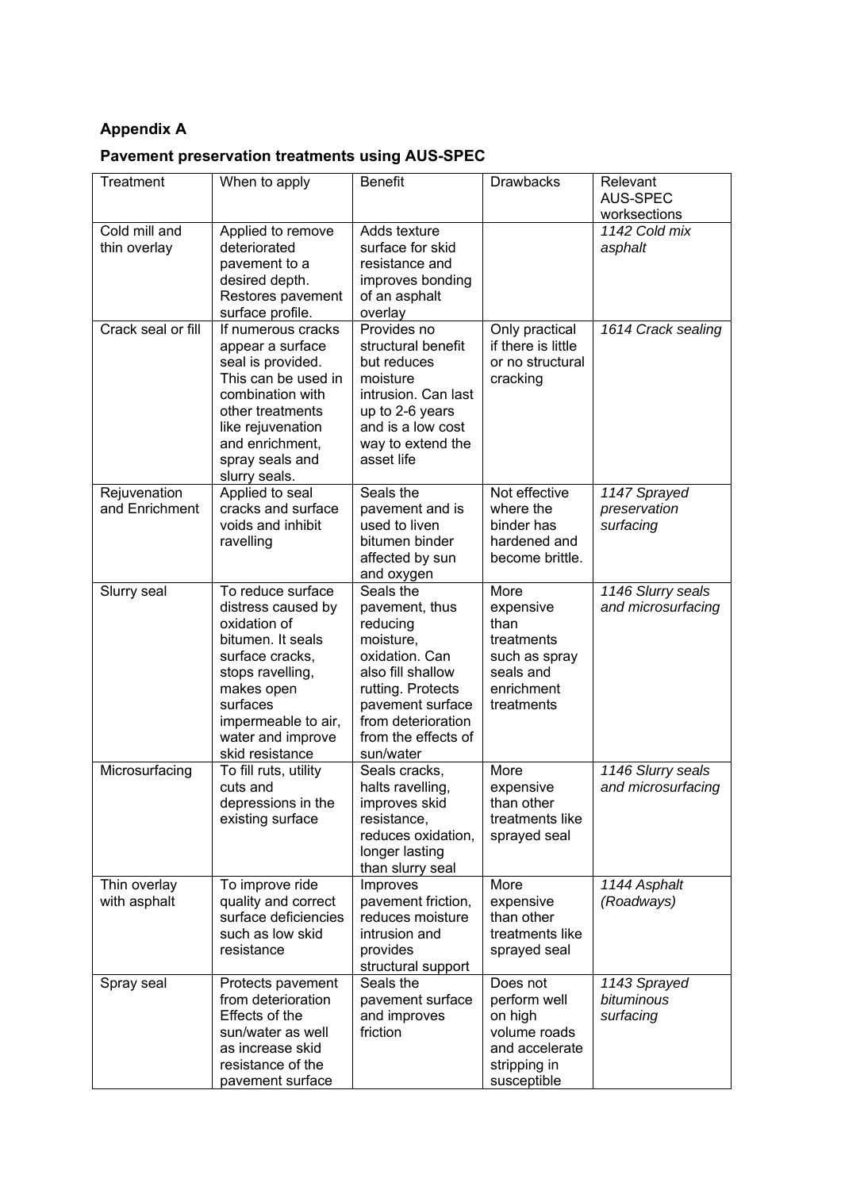## Appendix A

### Pavement preservation treatments using AUS-SPEC

| Treatment | When to apply | Benefit | Drawbacks | Relevant AUS-SPEC worksections |
|---|---|---|---|---|
| Cold mill and thin overlay | Applied to remove deteriorated pavement to a desired depth. Restores pavement surface profile. | Adds texture surface for skid resistance and improves bonding of an asphalt overlay | | *1142 Cold mix asphalt* |
| Crack seal or fill | If numerous cracks appear a surface seal is provided. This can be used in combination with other treatments like rejuvenation and enrichment, spray seals and slurry seals. | Provides no structural benefit but reduces moisture intrusion. Can last up to 2-6 years and is a low cost way to extend the asset life | Only practical if there is little or no structural cracking | *1614 Crack sealing* |
| Rejuvenation and Enrichment | Applied to seal cracks and surface voids and inhibit ravelling | Seals the pavement and is used to liven bitumen binder affected by sun and oxygen | Not effective where the binder has hardened and become brittle. | *1147 Sprayed preservation surfacing* |
| Slurry seal | To reduce surface distress caused by oxidation of bitumen. It seals surface cracks, stops ravelling, makes open surfaces impermeable to air, water and improve skid resistance | Seals the pavement, thus reducing moisture, oxidation. Can also fill shallow rutting. Protects pavement surface from deterioration from the effects of sun/water | More expensive than treatments such as spray seals and enrichment treatments | *1146 Slurry seals and microsurfacing* |
| Microsurfacing | To fill ruts, utility cuts and depressions in the existing surface | Seals cracks, halts ravelling, improves skid resistance, reduces oxidation, longer lasting than slurry seal | More expensive than other treatments like sprayed seal | *1146 Slurry seals and microsurfacing* |
| Thin overlay with asphalt | To improve ride quality and correct surface deficiencies such as low skid resistance | Improves pavement friction, reduces moisture intrusion and provides structural support | More expensive than other treatments like sprayed seal | *1144 Asphalt (Roadways)* |
| Spray seal | Protects pavement from deterioration Effects of the sun/water as well as increase skid resistance of the pavement surface | Seals the pavement surface and improves friction | Does not perform well on high volume roads and accelerate stripping in susceptible | *1143 Sprayed bituminous surfacing* |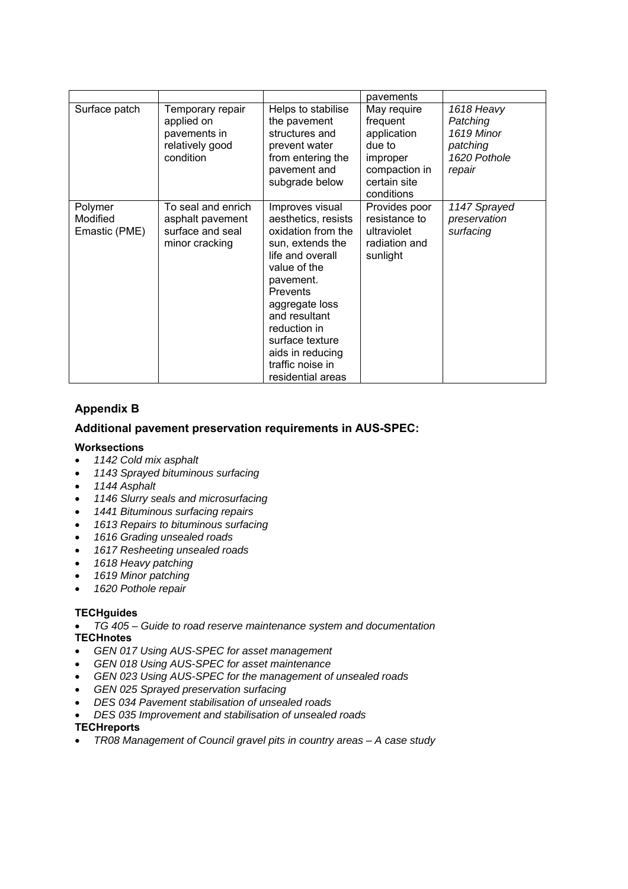| | | | | |
|---|---|---|---|---|
| | | | pavements | |
| Surface patch | Temporary repair applied on pavements in relatively good condition | Helps to stabilise the pavement structures and prevent water from entering the pavement and subgrade below | May require frequent application due to improper compaction in certain site conditions | *1618 Heavy Patching* *1619 Minor patching* *1620 Pothole repair* |
| Polymer Modified Emastic (PME) | To seal and enrich asphalt pavement surface and seal minor cracking | Improves visual aesthetics, resists oxidation from the sun, extends the life and overall value of the pavement. Prevents aggregate loss and resultant reduction in surface texture aids in reducing traffic noise in residential areas | Provides poor resistance to ultraviolet radiation and sunlight | *1147 Sprayed preservation surfacing* |

## Appendix B

### Additional pavement preservation requirements in AUS-SPEC:

**Worksections**

- *1142 Cold mix asphalt*
- *1143 Sprayed bituminous surfacing*
- *1144 Asphalt*
- *1146 Slurry seals and microsurfacing*
- *1441 Bituminous surfacing repairs*
- *1613 Repairs to bituminous surfacing*
- *1616 Grading unsealed roads*
- *1617 Resheeting unsealed roads*
- *1618 Heavy patching*
- *1619 Minor patching*
- *1620 Pothole repair*

**TECHguides**

- *TG 405 – Guide to road reserve maintenance system and documentation*

**TECHnotes**

- *GEN 017 Using AUS-SPEC for asset management*
- *GEN 018 Using AUS-SPEC for asset maintenance*
- *GEN 023 Using AUS-SPEC for the management of unsealed roads*
- *GEN 025 Sprayed preservation surfacing*
- *DES 034 Pavement stabilisation of unsealed roads*
- *DES 035 Improvement and stabilisation of unsealed roads*

**TECHreports**

- *TR08 Management of Council gravel pits in country areas – A case study*